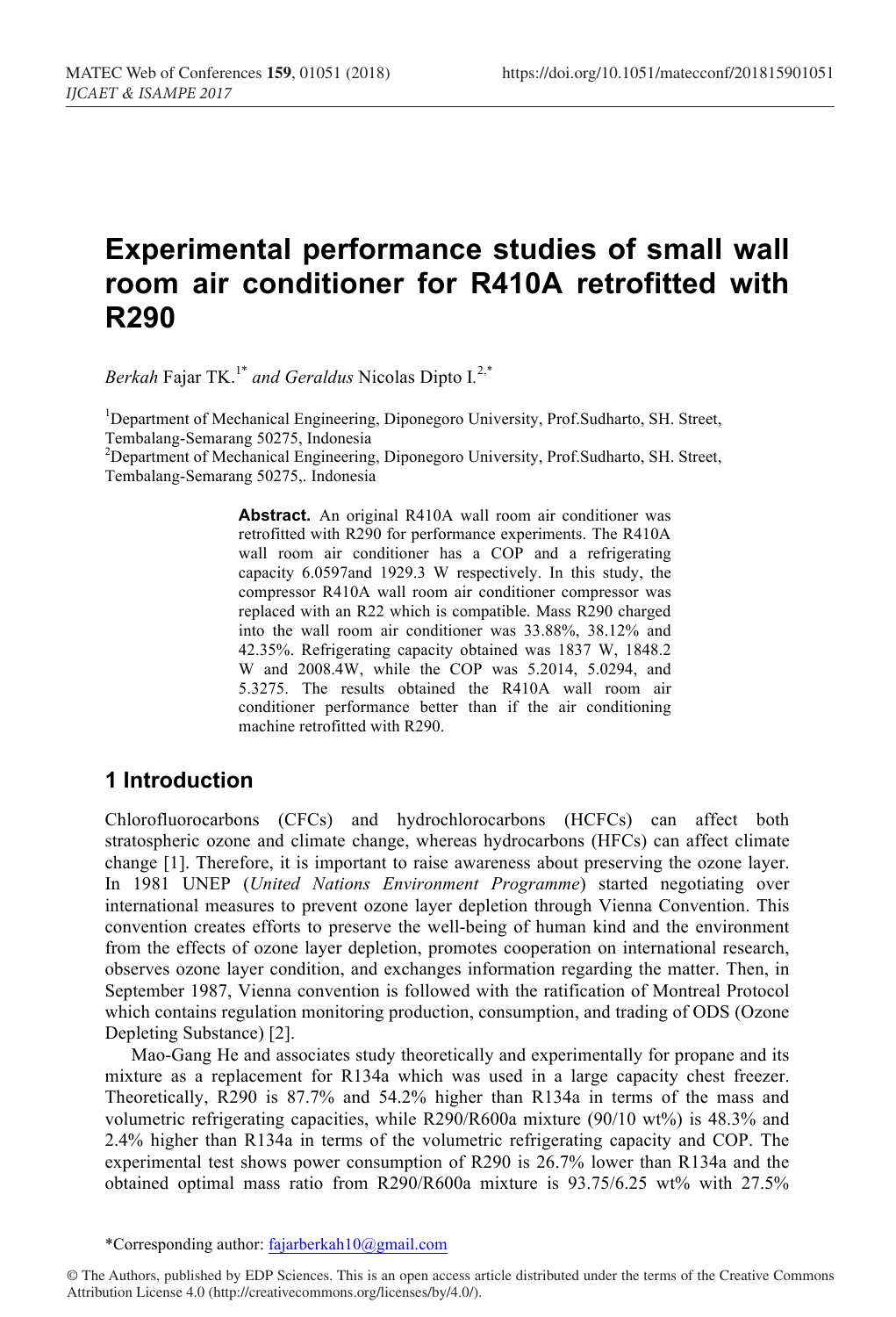# Experimental performance studies of small wall room air conditioner for R410A retrofitted with R290

*Berkah* Fajar TK.[1*] *and Geraldus* Nicolas Dipto I.[2,*]

[1]Department of Mechanical Engineering, Diponegoro University, Prof.Sudharto, SH. Street, Tembalang-Semarang 50275, Indonesia

[2]Department of Mechanical Engineering, Diponegoro University, Prof.Sudharto, SH. Street, Tembalang-Semarang 50275,. Indonesia

**Abstract.** An original R410A wall room air conditioner was retrofitted with R290 for performance experiments. The R410A wall room air conditioner has a COP and a refrigerating capacity 6.0597and 1929.3 W respectively. In this study, the compressor R410A wall room air conditioner compressor was replaced with an R22 which is compatible. Mass R290 charged into the wall room air conditioner was 33.88%, 38.12% and 42.35%. Refrigerating capacity obtained was 1837 W, 1848.2 W and 2008.4W, while the COP was 5.2014, 5.0294, and 5.3275. The results obtained the R410A wall room air conditioner performance better than if the air conditioning machine retrofitted with R290.

## 1 Introduction

Chlorofluorocarbons (CFCs) and hydrochlorocarbons (HCFCs) can affect both stratospheric ozone and climate change, whereas hydrocarbons (HFCs) can affect climate change [1]. Therefore, it is important to raise awareness about preserving the ozone layer. In 1981 UNEP (*United Nations Environment Programme*) started negotiating over international measures to prevent ozone layer depletion through Vienna Convention. This convention creates efforts to preserve the well-being of human kind and the environment from the effects of ozone layer depletion, promotes cooperation on international research, observes ozone layer condition, and exchanges information regarding the matter. Then, in September 1987, Vienna convention is followed with the ratification of Montreal Protocol which contains regulation monitoring production, consumption, and trading of ODS (Ozone Depleting Substance) [2].

Mao-Gang He and associates study theoretically and experimentally for propane and its mixture as a replacement for R134a which was used in a large capacity chest freezer. Theoretically, R290 is 87.7% and 54.2% higher than R134a in terms of the mass and volumetric refrigerating capacities, while R290/R600a mixture (90/10 wt%) is 48.3% and 2.4% higher than R134a in terms of the volumetric refrigerating capacity and COP. The experimental test shows power consumption of R290 is 26.7% lower than R134a and the obtained optimal mass ratio from R290/R600a mixture is 93.75/6.25 wt% with 27.5%

*Corresponding author: fajarberkah10@gmail.com

© The Authors, published by EDP Sciences. This is an open access article distributed under the terms of the Creative Commons Attribution License 4.0 (http://creativecommons.org/licenses/by/4.0/).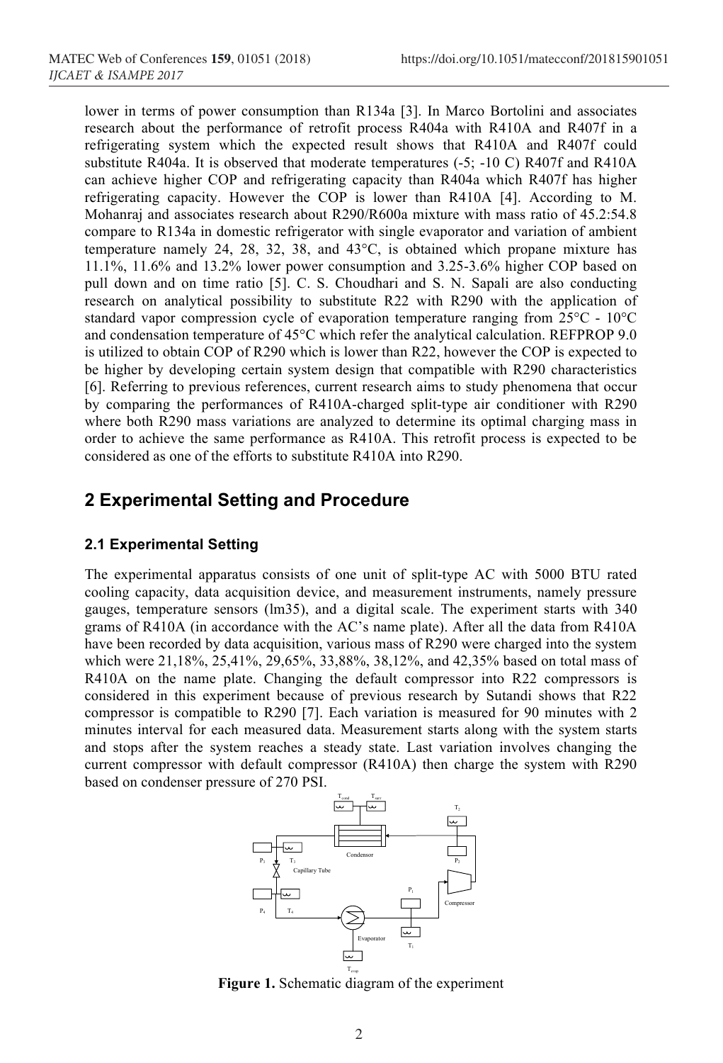lower in terms of power consumption than R134a [3]. In Marco Bortolini and associates research about the performance of retrofit process R404a with R410A and R407f in a refrigerating system which the expected result shows that R410A and R407f could substitute R404a. It is observed that moderate temperatures (-5; -10 C) R407f and R410A can achieve higher COP and refrigerating capacity than R404a which R407f has higher refrigerating capacity. However the COP is lower than R410A [4]. According to M. Mohanraj and associates research about R290/R600a mixture with mass ratio of 45.2:54.8 compare to R134a in domestic refrigerator with single evaporator and variation of ambient temperature namely 24, 28, 32, 38, and 43°C, is obtained which propane mixture has 11.1%, 11.6% and 13.2% lower power consumption and 3.25-3.6% higher COP based on pull down and on time ratio [5]. C. S. Choudhari and S. N. Sapali are also conducting research on analytical possibility to substitute R22 with R290 with the application of standard vapor compression cycle of evaporation temperature ranging from 25°C - 10°C and condensation temperature of 45°C which refer the analytical calculation. REFPROP 9.0 is utilized to obtain COP of R290 which is lower than R22, however the COP is expected to be higher by developing certain system design that compatible with R290 characteristics [6]. Referring to previous references, current research aims to study phenomena that occur by comparing the performances of R410A-charged split-type air conditioner with R290 where both R290 mass variations are analyzed to determine its optimal charging mass in order to achieve the same performance as R410A. This retrofit process is expected to be considered as one of the efforts to substitute R410A into R290.

## 2 Experimental Setting and Procedure

### 2.1 Experimental Setting

The experimental apparatus consists of one unit of split-type AC with 5000 BTU rated cooling capacity, data acquisition device, and measurement instruments, namely pressure gauges, temperature sensors (lm35), and a digital scale. The experiment starts with 340 grams of R410A (in accordance with the AC's name plate). After all the data from R410A have been recorded by data acquisition, various mass of R290 were charged into the system which were 21,18%, 25,41%, 29,65%, 33,88%, 38,12%, and 42,35% based on total mass of R410A on the name plate. Changing the default compressor into R22 compressors is considered in this experiment because of previous research by Sutandi shows that R22 compressor is compatible to R290 [7]. Each variation is measured for 90 minutes with 2 minutes interval for each measured data. Measurement starts along with the system starts and stops after the system reaches a steady state. Last variation involves changing the current compressor with default compressor (R410A) then charge the system with R290 based on condenser pressure of 270 PSI.

**Figure 1.** Schematic diagram of the experiment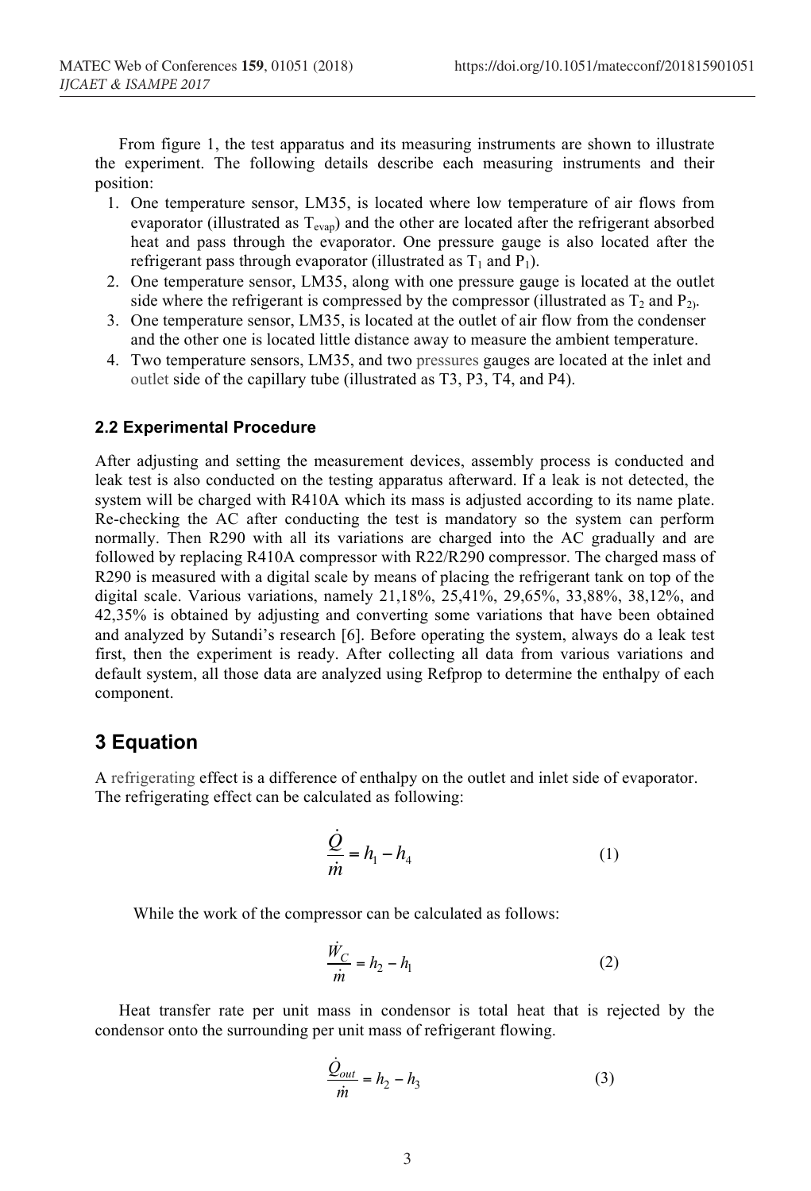From figure 1, the test apparatus and its measuring instruments are shown to illustrate the experiment. The following details describe each measuring instruments and their position:

1. One temperature sensor, LM35, is located where low temperature of air flows from evaporator (illustrated as $T_{evap}$) and the other are located after the refrigerant absorbed heat and pass through the evaporator. One pressure gauge is also located after the refrigerant pass through evaporator (illustrated as $T_1$ and $P_1$).
2. One temperature sensor, LM35, along with one pressure gauge is located at the outlet side where the refrigerant is compressed by the compressor (illustrated as $T_2$ and $P_2$).
3. One temperature sensor, LM35, is located at the outlet of air flow from the condenser and the other one is located little distance away to measure the ambient temperature.
4. Two temperature sensors, LM35, and two pressures gauges are located at the inlet and outlet side of the capillary tube (illustrated as T3, P3, T4, and P4).

### 2.2 Experimental Procedure

After adjusting and setting the measurement devices, assembly process is conducted and leak test is also conducted on the testing apparatus afterward. If a leak is not detected, the system will be charged with R410A which its mass is adjusted according to its name plate. Re-checking the AC after conducting the test is mandatory so the system can perform normally. Then R290 with all its variations are charged into the AC gradually and are followed by replacing R410A compressor with R22/R290 compressor. The charged mass of R290 is measured with a digital scale by means of placing the refrigerant tank on top of the digital scale. Various variations, namely 21,18%, 25,41%, 29,65%, 33,88%, 38,12%, and 42,35% is obtained by adjusting and converting some variations that have been obtained and analyzed by Sutandi's research [6]. Before operating the system, always do a leak test first, then the experiment is ready. After collecting all data from various variations and default system, all those data are analyzed using Refprop to determine the enthalpy of each component.

## 3 Equation

A refrigerating effect is a difference of enthalpy on the outlet and inlet side of evaporator. The refrigerating effect can be calculated as following:

$$\frac{\dot{Q}}{\dot{m}} = h_1 - h_4 \tag{1}$$

While the work of the compressor can be calculated as follows:

$$\frac{\dot{W}_C}{\dot{m}} = h_2 - h_1 \tag{2}$$

Heat transfer rate per unit mass in condensor is total heat that is rejected by the condensor onto the surrounding per unit mass of refrigerant flowing.

$$\frac{\dot{Q}_{out}}{\dot{m}} = h_2 - h_3 \tag{3}$$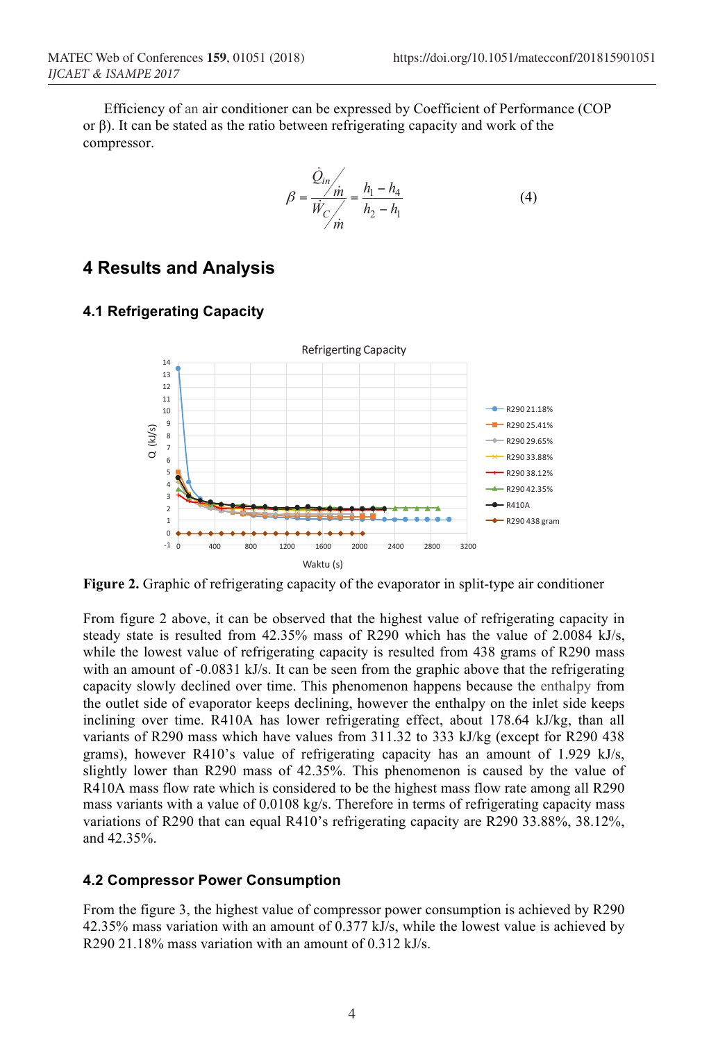Efficiency of an air conditioner can be expressed by Coefficient of Performance (COP or β). It can be stated as the ratio between refrigerating capacity and work of the compressor.

$$\beta = \frac{\dot{Q}_{in}/\dot{m}}{\dot{W}_C/\dot{m}} = \frac{h_1 - h_4}{h_2 - h_1} \quad (4)$$

## 4 Results and Analysis

### 4.1 Refrigerating Capacity

**Figure 2.** Graphic of refrigerating capacity of the evaporator in split-type air conditioner

From figure 2 above, it can be observed that the highest value of refrigerating capacity in steady state is resulted from 42.35% mass of R290 which has the value of 2.0084 kJ/s, while the lowest value of refrigerating capacity is resulted from 438 grams of R290 mass with an amount of -0.0831 kJ/s. It can be seen from the graphic above that the refrigerating capacity slowly declined over time. This phenomenon happens because the enthalpy from the outlet side of evaporator keeps declining, however the enthalpy on the inlet side keeps inclining over time. R410A has lower refrigerating effect, about 178.64 kJ/kg, than all variants of R290 mass which have values from 311.32 to 333 kJ/kg (except for R290 438 grams), however R410's value of refrigerating capacity has an amount of 1.929 kJ/s, slightly lower than R290 mass of 42.35%. This phenomenon is caused by the value of R410A mass flow rate which is considered to be the highest mass flow rate among all R290 mass variants with a value of 0.0108 kg/s. Therefore in terms of refrigerating capacity mass variations of R290 that can equal R410's refrigerating capacity are R290 33.88%, 38.12%, and 42.35%.

### 4.2 Compressor Power Consumption

From the figure 3, the highest value of compressor power consumption is achieved by R290 42.35% mass variation with an amount of 0.377 kJ/s, while the lowest value is achieved by R290 21.18% mass variation with an amount of 0.312 kJ/s.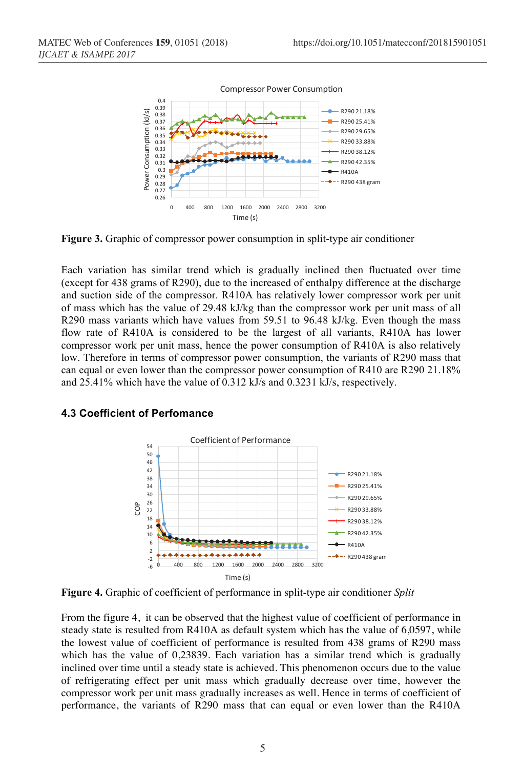**Figure 3.** Graphic of compressor power consumption in split-type air conditioner

Each variation has similar trend which is gradually inclined then fluctuated over time (except for 438 grams of R290), due to the increased of enthalpy difference at the discharge and suction side of the compressor. R410A has relatively lower compressor work per unit of mass which has the value of 29.48 kJ/kg than the compressor work per unit mass of all R290 mass variants which have values from 59.51 to 96.48 kJ/kg. Even though the mass flow rate of R410A is considered to be the largest of all variants, R410A has lower compressor work per unit mass, hence the power consumption of R410A is also relatively low. Therefore in terms of compressor power consumption, the variants of R290 mass that can equal or even lower than the compressor power consumption of R410 are R290 21.18% and 25.41% which have the value of 0.312 kJ/s and 0.3231 kJ/s, respectively.

### 4.3 Coefficient of Perfomance

**Figure 4.** Graphic of coefficient of performance in split-type air conditioner *Split*

From the figure 4, it can be observed that the highest value of coefficient of performance in steady state is resulted from R410A as default system which has the value of 6,0597, while the lowest value of coefficient of performance is resulted from 438 grams of R290 mass which has the value of 0,23839. Each variation has a similar trend which is gradually inclined over time until a steady state is achieved. This phenomenon occurs due to the value of refrigerating effect per unit mass which gradually decrease over time, however the compressor work per unit mass gradually increases as well. Hence in terms of coefficient of performance, the variants of R290 mass that can equal or even lower than the R410A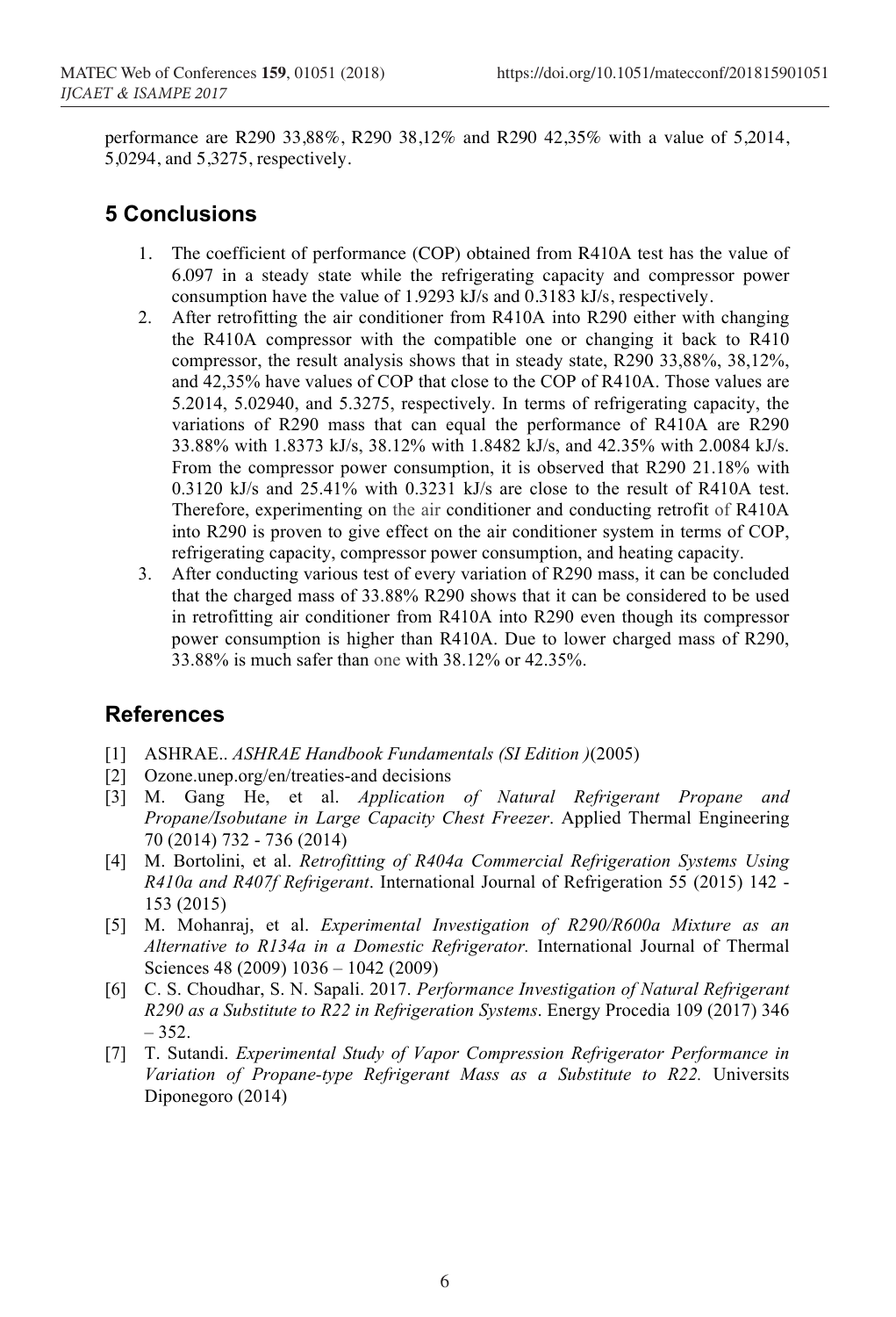performance are R290 33,88%, R290 38,12% and R290 42,35% with a value of 5,2014, 5,0294, and 5,3275, respectively.

## 5 Conclusions

1. The coefficient of performance (COP) obtained from R410A test has the value of 6.097 in a steady state while the refrigerating capacity and compressor power consumption have the value of 1.9293 kJ/s and 0.3183 kJ/s, respectively.
2. After retrofitting the air conditioner from R410A into R290 either with changing the R410A compressor with the compatible one or changing it back to R410 compressor, the result analysis shows that in steady state, R290 33,88%, 38,12%, and 42,35% have values of COP that close to the COP of R410A. Those values are 5.2014, 5.02940, and 5.3275, respectively. In terms of refrigerating capacity, the variations of R290 mass that can equal the performance of R410A are R290 33.88% with 1.8373 kJ/s, 38.12% with 1.8482 kJ/s, and 42.35% with 2.0084 kJ/s. From the compressor power consumption, it is observed that R290 21.18% with 0.3120 kJ/s and 25.41% with 0.3231 kJ/s are close to the result of R410A test. Therefore, experimenting on the air conditioner and conducting retrofit of R410A into R290 is proven to give effect on the air conditioner system in terms of COP, refrigerating capacity, compressor power consumption, and heating capacity.
3. After conducting various test of every variation of R290 mass, it can be concluded that the charged mass of 33.88% R290 shows that it can be considered to be used in retrofitting air conditioner from R410A into R290 even though its compressor power consumption is higher than R410A. Due to lower charged mass of R290, 33.88% is much safer than one with 38.12% or 42.35%.

## References

[1] ASHRAE.. *ASHRAE Handbook Fundamentals (SI Edition )*(2005)

[2] Ozone.unep.org/en/treaties-and decisions

[3] M. Gang He, et al. *Application of Natural Refrigerant Propane and Propane/Isobutane in Large Capacity Chest Freezer*. Applied Thermal Engineering 70 (2014) 732 - 736 (2014)

[4] M. Bortolini, et al. *Retrofitting of R404a Commercial Refrigeration Systems Using R410a and R407f Refrigerant*. International Journal of Refrigeration 55 (2015) 142 - 153 (2015)

[5] M. Mohanraj, et al. *Experimental Investigation of R290/R600a Mixture as an Alternative to R134a in a Domestic Refrigerator.* International Journal of Thermal Sciences 48 (2009) 1036 – 1042 (2009)

[6] C. S. Choudhar, S. N. Sapali. 2017. *Performance Investigation of Natural Refrigerant R290 as a Substitute to R22 in Refrigeration Systems*. Energy Procedia 109 (2017) 346 – 352.

[7] T. Sutandi. *Experimental Study of Vapor Compression Refrigerator Performance in Variation of Propane-type Refrigerant Mass as a Substitute to R22.* Universits Diponegoro (2014)